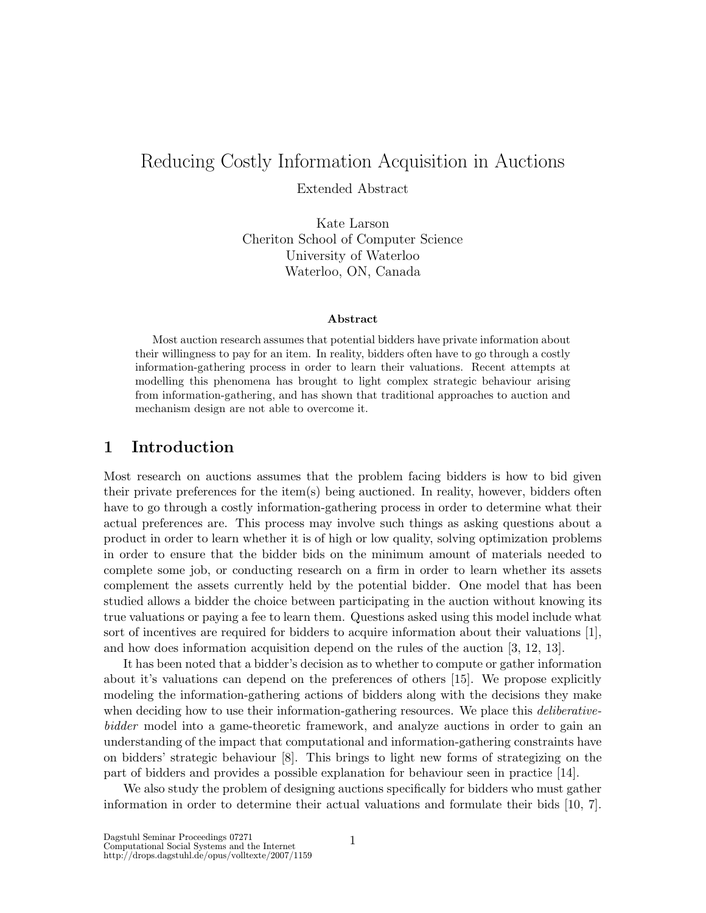# Reducing Costly Information Acquisition in Auctions

Extended Abstract

Kate Larson
Cheriton School of Computer Science
University of Waterloo
Waterloo, ON, Canada

**Abstract**

Most auction research assumes that potential bidders have private information about their willingness to pay for an item. In reality, bidders often have to go through a costly information-gathering process in order to learn their valuations. Recent attempts at modelling this phenomena has brought to light complex strategic behaviour arising from information-gathering, and has shown that traditional approaches to auction and mechanism design are not able to overcome it.

## 1 Introduction

Most research on auctions assumes that the problem facing bidders is how to bid given their private preferences for the item(s) being auctioned. In reality, however, bidders often have to go through a costly information-gathering process in order to determine what their actual preferences are. This process may involve such things as asking questions about a product in order to learn whether it is of high or low quality, solving optimization problems in order to ensure that the bidder bids on the minimum amount of materials needed to complete some job, or conducting research on a firm in order to learn whether its assets complement the assets currently held by the potential bidder. One model that has been studied allows a bidder the choice between participating in the auction without knowing its true valuations or paying a fee to learn them. Questions asked using this model include what sort of incentives are required for bidders to acquire information about their valuations [1], and how does information acquisition depend on the rules of the auction [3, 12, 13].

It has been noted that a bidder's decision as to whether to compute or gather information about it's valuations can depend on the preferences of others [15]. We propose explicitly modeling the information-gathering actions of bidders along with the decisions they make when deciding how to use their information-gathering resources. We place this *deliberative-bidder* model into a game-theoretic framework, and analyze auctions in order to gain an understanding of the impact that computational and information-gathering constraints have on bidders' strategic behaviour [8]. This brings to light new forms of strategizing on the part of bidders and provides a possible explanation for behaviour seen in practice [14].

We also study the problem of designing auctions specifically for bidders who must gather information in order to determine their actual valuations and formulate their bids [10, 7].

Dagstuhl Seminar Proceedings 07271
Computational Social Systems and the Internet
http://drops.dagstuhl.de/opus/volltexte/2007/1159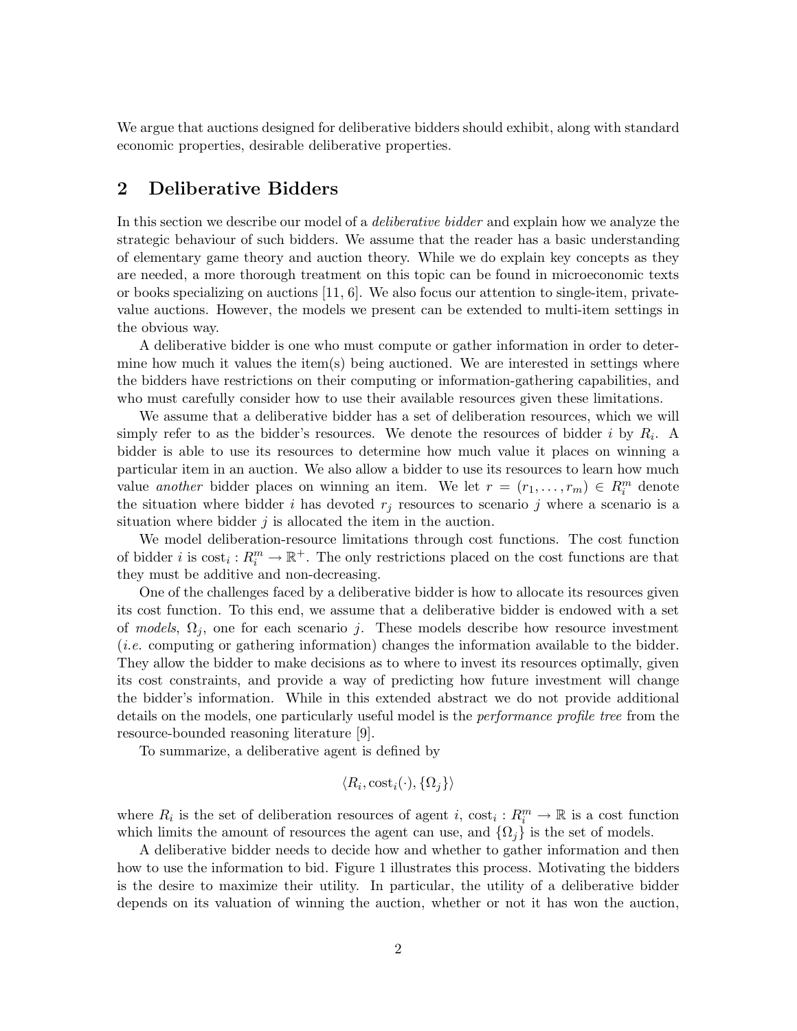We argue that auctions designed for deliberative bidders should exhibit, along with standard economic properties, desirable deliberative properties.

## 2 Deliberative Bidders

In this section we describe our model of a *deliberative bidder* and explain how we analyze the strategic behaviour of such bidders. We assume that the reader has a basic understanding of elementary game theory and auction theory. While we do explain key concepts as they are needed, a more thorough treatment on this topic can be found in microeconomic texts or books specializing on auctions [11, 6]. We also focus our attention to single-item, private-value auctions. However, the models we present can be extended to multi-item settings in the obvious way.

A deliberative bidder is one who must compute or gather information in order to determine how much it values the item(s) being auctioned. We are interested in settings where the bidders have restrictions on their computing or information-gathering capabilities, and who must carefully consider how to use their available resources given these limitations.

We assume that a deliberative bidder has a set of deliberation resources, which we will simply refer to as the bidder's resources. We denote the resources of bidder $i$ by $R_i$. A bidder is able to use its resources to determine how much value it places on winning a particular item in an auction. We also allow a bidder to use its resources to learn how much value *another* bidder places on winning an item. We let $r = (r_1, \ldots, r_m) \in R_i^m$ denote the situation where bidder $i$ has devoted $r_j$ resources to scenario $j$ where a scenario is a situation where bidder $j$ is allocated the item in the auction.

We model deliberation-resource limitations through cost functions. The cost function of bidder $i$ is $\text{cost}_i : R_i^m \to \mathbb{R}^+$. The only restrictions placed on the cost functions are that they must be additive and non-decreasing.

One of the challenges faced by a deliberative bidder is how to allocate its resources given its cost function. To this end, we assume that a deliberative bidder is endowed with a set of *models*, $\Omega_j$, one for each scenario $j$. These models describe how resource investment (*i.e.* computing or gathering information) changes the information available to the bidder. They allow the bidder to make decisions as to where to invest its resources optimally, given its cost constraints, and provide a way of predicting how future investment will change the bidder's information. While in this extended abstract we do not provide additional details on the models, one particularly useful model is the *performance profile tree* from the resource-bounded reasoning literature [9].

To summarize, a deliberative agent is defined by

$$\langle R_i, \text{cost}_i(\cdot), \{\Omega_j\} \rangle$$

where $R_i$ is the set of deliberation resources of agent $i$, $\text{cost}_i : R_i^m \to \mathbb{R}$ is a cost function which limits the amount of resources the agent can use, and $\{\Omega_j\}$ is the set of models.

A deliberative bidder needs to decide how and whether to gather information and then how to use the information to bid. Figure 1 illustrates this process. Motivating the bidders is the desire to maximize their utility. In particular, the utility of a deliberative bidder depends on its valuation of winning the auction, whether or not it has won the auction,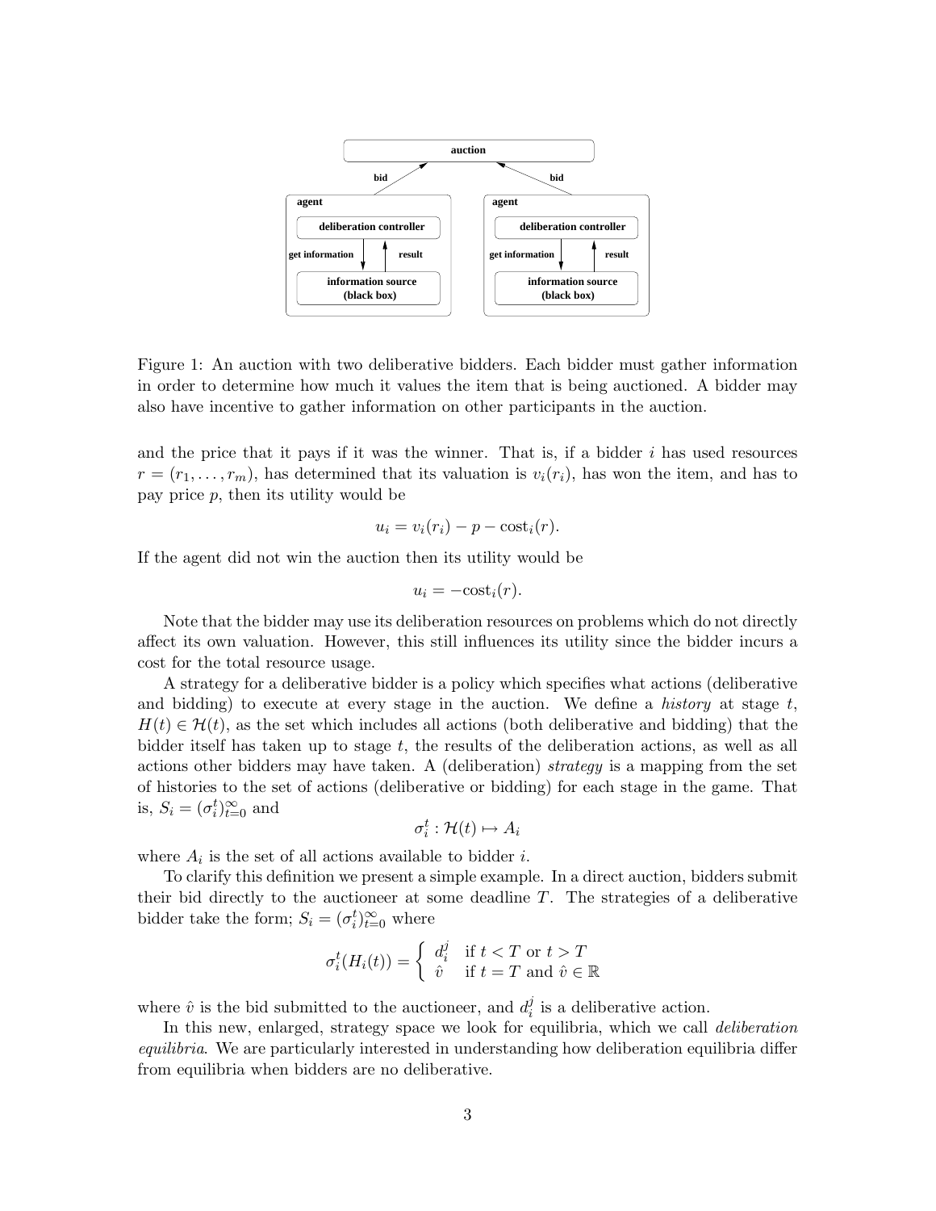Figure 1: An auction with two deliberative bidders. Each bidder must gather information in order to determine how much it values the item that is being auctioned. A bidder may also have incentive to gather information on other participants in the auction.

and the price that it pays if it was the winner. That is, if a bidder $i$ has used resources $r = (r_1, \ldots, r_m)$, has determined that its valuation is $v_i(r_i)$, has won the item, and has to pay price $p$, then its utility would be

$$u_i = v_i(r_i) - p - \text{cost}_i(r).$$

If the agent did not win the auction then its utility would be

$$u_i = -\text{cost}_i(r).$$

Note that the bidder may use its deliberation resources on problems which do not directly affect its own valuation. However, this still influences its utility since the bidder incurs a cost for the total resource usage.

A strategy for a deliberative bidder is a policy which specifies what actions (deliberative and bidding) to execute at every stage in the auction. We define a *history* at stage $t$, $H(t) \in \mathcal{H}(t)$, as the set which includes all actions (both deliberative and bidding) that the bidder itself has taken up to stage $t$, the results of the deliberation actions, as well as all actions other bidders may have taken. A (deliberation) *strategy* is a mapping from the set of histories to the set of actions (deliberative or bidding) for each stage in the game. That is, $S_i = (\sigma_i^t)_{t=0}^{\infty}$ and

$$\sigma_i^t : \mathcal{H}(t) \mapsto A_i$$

where $A_i$ is the set of all actions available to bidder $i$.

To clarify this definition we present a simple example. In a direct auction, bidders submit their bid directly to the auctioneer at some deadline $T$. The strategies of a deliberative bidder take the form; $S_i = (\sigma_i^t)_{t=0}^{\infty}$ where

$$\sigma_i^t(H_i(t)) = \begin{cases} d_i^j & \text{if } t < T \text{ or } t > T \\ \hat{v} & \text{if } t = T \text{ and } \hat{v} \in \mathbb{R} \end{cases}$$

where $\hat{v}$ is the bid submitted to the auctioneer, and $d_i^j$ is a deliberative action.

In this new, enlarged, strategy space we look for equilibria, which we call *deliberation equilibria*. We are particularly interested in understanding how deliberation equilibria differ from equilibria when bidders are no deliberative.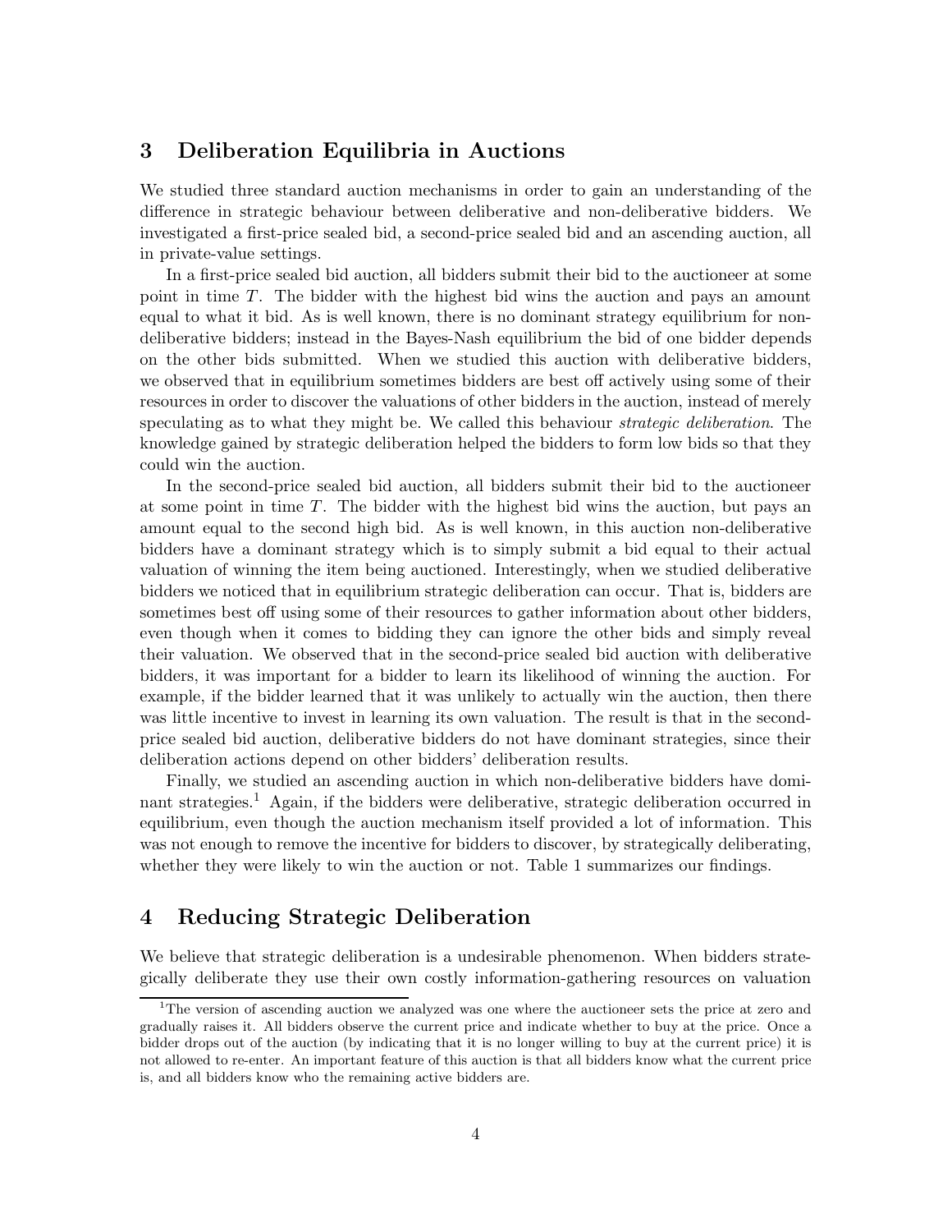## 3 Deliberation Equilibria in Auctions

We studied three standard auction mechanisms in order to gain an understanding of the difference in strategic behaviour between deliberative and non-deliberative bidders. We investigated a first-price sealed bid, a second-price sealed bid and an ascending auction, all in private-value settings.

In a first-price sealed bid auction, all bidders submit their bid to the auctioneer at some point in time $T$. The bidder with the highest bid wins the auction and pays an amount equal to what it bid. As is well known, there is no dominant strategy equilibrium for non-deliberative bidders; instead in the Bayes-Nash equilibrium the bid of one bidder depends on the other bids submitted. When we studied this auction with deliberative bidders, we observed that in equilibrium sometimes bidders are best off actively using some of their resources in order to discover the valuations of other bidders in the auction, instead of merely speculating as to what they might be. We called this behaviour *strategic deliberation*. The knowledge gained by strategic deliberation helped the bidders to form low bids so that they could win the auction.

In the second-price sealed bid auction, all bidders submit their bid to the auctioneer at some point in time $T$. The bidder with the highest bid wins the auction, but pays an amount equal to the second high bid. As is well known, in this auction non-deliberative bidders have a dominant strategy which is to simply submit a bid equal to their actual valuation of winning the item being auctioned. Interestingly, when we studied deliberative bidders we noticed that in equilibrium strategic deliberation can occur. That is, bidders are sometimes best off using some of their resources to gather information about other bidders, even though when it comes to bidding they can ignore the other bids and simply reveal their valuation. We observed that in the second-price sealed bid auction with deliberative bidders, it was important for a bidder to learn its likelihood of winning the auction. For example, if the bidder learned that it was unlikely to actually win the auction, then there was little incentive to invest in learning its own valuation. The result is that in the second-price sealed bid auction, deliberative bidders do not have dominant strategies, since their deliberation actions depend on other bidders' deliberation results.

Finally, we studied an ascending auction in which non-deliberative bidders have dominant strategies.[1] Again, if the bidders were deliberative, strategic deliberation occurred in equilibrium, even though the auction mechanism itself provided a lot of information. This was not enough to remove the incentive for bidders to discover, by strategically deliberating, whether they were likely to win the auction or not. Table 1 summarizes our findings.

## 4 Reducing Strategic Deliberation

We believe that strategic deliberation is a undesirable phenomenon. When bidders strategically deliberate they use their own costly information-gathering resources on valuation

[1] The version of ascending auction we analyzed was one where the auctioneer sets the price at zero and gradually raises it. All bidders observe the current price and indicate whether to buy at the price. Once a bidder drops out of the auction (by indicating that it is no longer willing to buy at the current price) it is not allowed to re-enter. An important feature of this auction is that all bidders know what the current price is, and all bidders know who the remaining active bidders are.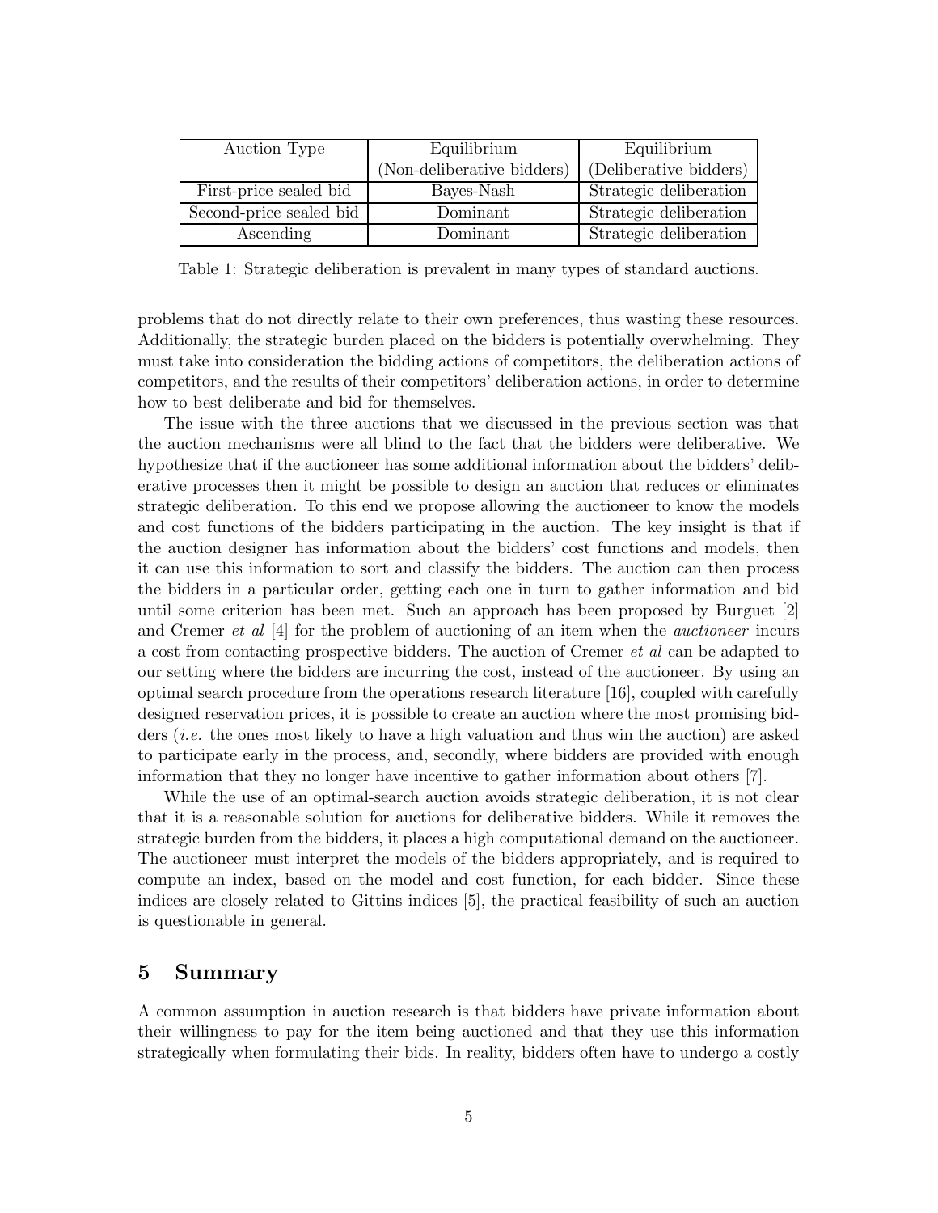| Auction Type | Equilibrium (Non-deliberative bidders) | Equilibrium (Deliberative bidders) |
|---|---|---|
| First-price sealed bid | Bayes-Nash | Strategic deliberation |
| Second-price sealed bid | Dominant | Strategic deliberation |
| Ascending | Dominant | Strategic deliberation |

Table 1: Strategic deliberation is prevalent in many types of standard auctions.

problems that do not directly relate to their own preferences, thus wasting these resources. Additionally, the strategic burden placed on the bidders is potentially overwhelming. They must take into consideration the bidding actions of competitors, the deliberation actions of competitors, and the results of their competitors' deliberation actions, in order to determine how to best deliberate and bid for themselves.

The issue with the three auctions that we discussed in the previous section was that the auction mechanisms were all blind to the fact that the bidders were deliberative. We hypothesize that if the auctioneer has some additional information about the bidders' deliberative processes then it might be possible to design an auction that reduces or eliminates strategic deliberation. To this end we propose allowing the auctioneer to know the models and cost functions of the bidders participating in the auction. The key insight is that if the auction designer has information about the bidders' cost functions and models, then it can use this information to sort and classify the bidders. The auction can then process the bidders in a particular order, getting each one in turn to gather information and bid until some criterion has been met. Such an approach has been proposed by Burguet [2] and Cremer *et al* [4] for the problem of auctioning of an item when the *auctioneer* incurs a cost from contacting prospective bidders. The auction of Cremer *et al* can be adapted to our setting where the bidders are incurring the cost, instead of the auctioneer. By using an optimal search procedure from the operations research literature [16], coupled with carefully designed reservation prices, it is possible to create an auction where the most promising bidders (*i.e.* the ones most likely to have a high valuation and thus win the auction) are asked to participate early in the process, and, secondly, where bidders are provided with enough information that they no longer have incentive to gather information about others [7].

While the use of an optimal-search auction avoids strategic deliberation, it is not clear that it is a reasonable solution for auctions for deliberative bidders. While it removes the strategic burden from the bidders, it places a high computational demand on the auctioneer. The auctioneer must interpret the models of the bidders appropriately, and is required to compute an index, based on the model and cost function, for each bidder. Since these indices are closely related to Gittins indices [5], the practical feasibility of such an auction is questionable in general.

## 5 Summary

A common assumption in auction research is that bidders have private information about their willingness to pay for the item being auctioned and that they use this information strategically when formulating their bids. In reality, bidders often have to undergo a costly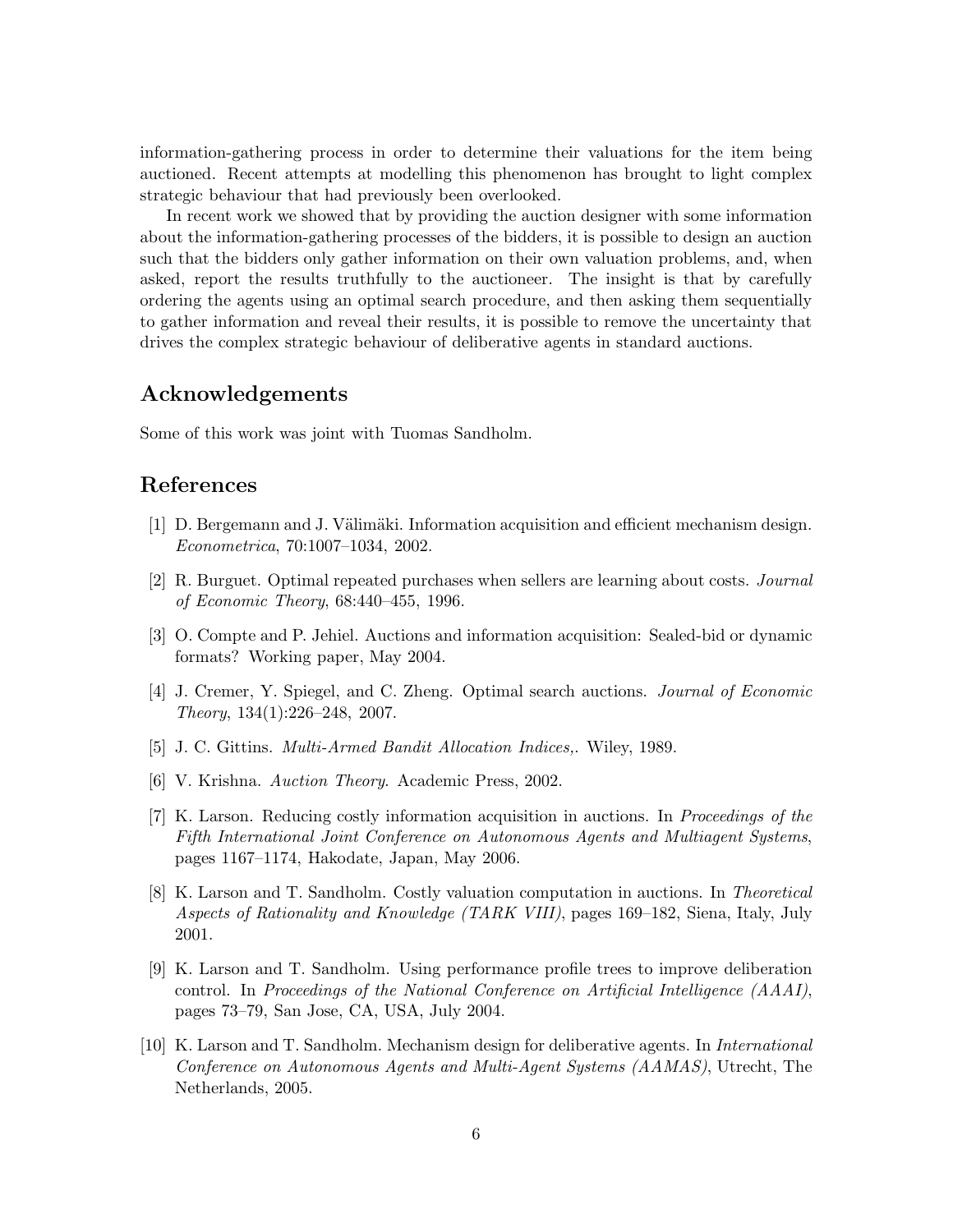information-gathering process in order to determine their valuations for the item being auctioned. Recent attempts at modelling this phenomenon has brought to light complex strategic behaviour that had previously been overlooked.

In recent work we showed that by providing the auction designer with some information about the information-gathering processes of the bidders, it is possible to design an auction such that the bidders only gather information on their own valuation problems, and, when asked, report the results truthfully to the auctioneer. The insight is that by carefully ordering the agents using an optimal search procedure, and then asking them sequentially to gather information and reveal their results, it is possible to remove the uncertainty that drives the complex strategic behaviour of deliberative agents in standard auctions.

## Acknowledgements

Some of this work was joint with Tuomas Sandholm.

## References

[1] D. Bergemann and J. Välimäki. Information acquisition and efficient mechanism design. *Econometrica*, 70:1007–1034, 2002.

[2] R. Burguet. Optimal repeated purchases when sellers are learning about costs. *Journal of Economic Theory*, 68:440–455, 1996.

[3] O. Compte and P. Jehiel. Auctions and information acquisition: Sealed-bid or dynamic formats? Working paper, May 2004.

[4] J. Cremer, Y. Spiegel, and C. Zheng. Optimal search auctions. *Journal of Economic Theory*, 134(1):226–248, 2007.

[5] J. C. Gittins. *Multi-Armed Bandit Allocation Indices,*. Wiley, 1989.

[6] V. Krishna. *Auction Theory*. Academic Press, 2002.

[7] K. Larson. Reducing costly information acquisition in auctions. In *Proceedings of the Fifth International Joint Conference on Autonomous Agents and Multiagent Systems*, pages 1167–1174, Hakodate, Japan, May 2006.

[8] K. Larson and T. Sandholm. Costly valuation computation in auctions. In *Theoretical Aspects of Rationality and Knowledge (TARK VIII)*, pages 169–182, Siena, Italy, July 2001.

[9] K. Larson and T. Sandholm. Using performance profile trees to improve deliberation control. In *Proceedings of the National Conference on Artificial Intelligence (AAAI)*, pages 73–79, San Jose, CA, USA, July 2004.

[10] K. Larson and T. Sandholm. Mechanism design for deliberative agents. In *International Conference on Autonomous Agents and Multi-Agent Systems (AAMAS)*, Utrecht, The Netherlands, 2005.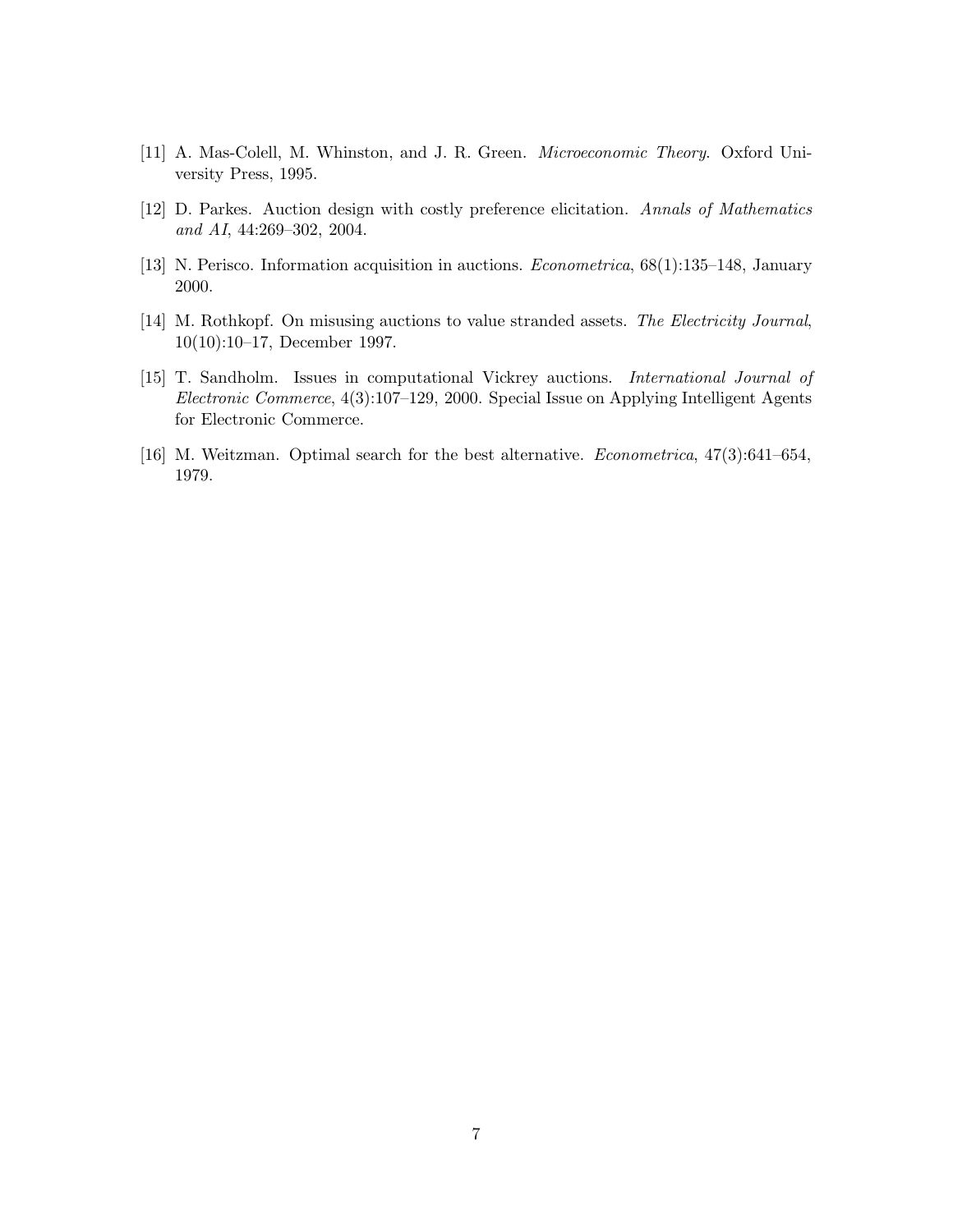[11] A. Mas-Colell, M. Whinston, and J. R. Green. *Microeconomic Theory*. Oxford University Press, 1995.

[12] D. Parkes. Auction design with costly preference elicitation. *Annals of Mathematics and AI*, 44:269–302, 2004.

[13] N. Perisco. Information acquisition in auctions. *Econometrica*, 68(1):135–148, January 2000.

[14] M. Rothkopf. On misusing auctions to value stranded assets. *The Electricity Journal*, 10(10):10–17, December 1997.

[15] T. Sandholm. Issues in computational Vickrey auctions. *International Journal of Electronic Commerce*, 4(3):107–129, 2000. Special Issue on Applying Intelligent Agents for Electronic Commerce.

[16] M. Weitzman. Optimal search for the best alternative. *Econometrica*, 47(3):641–654, 1979.